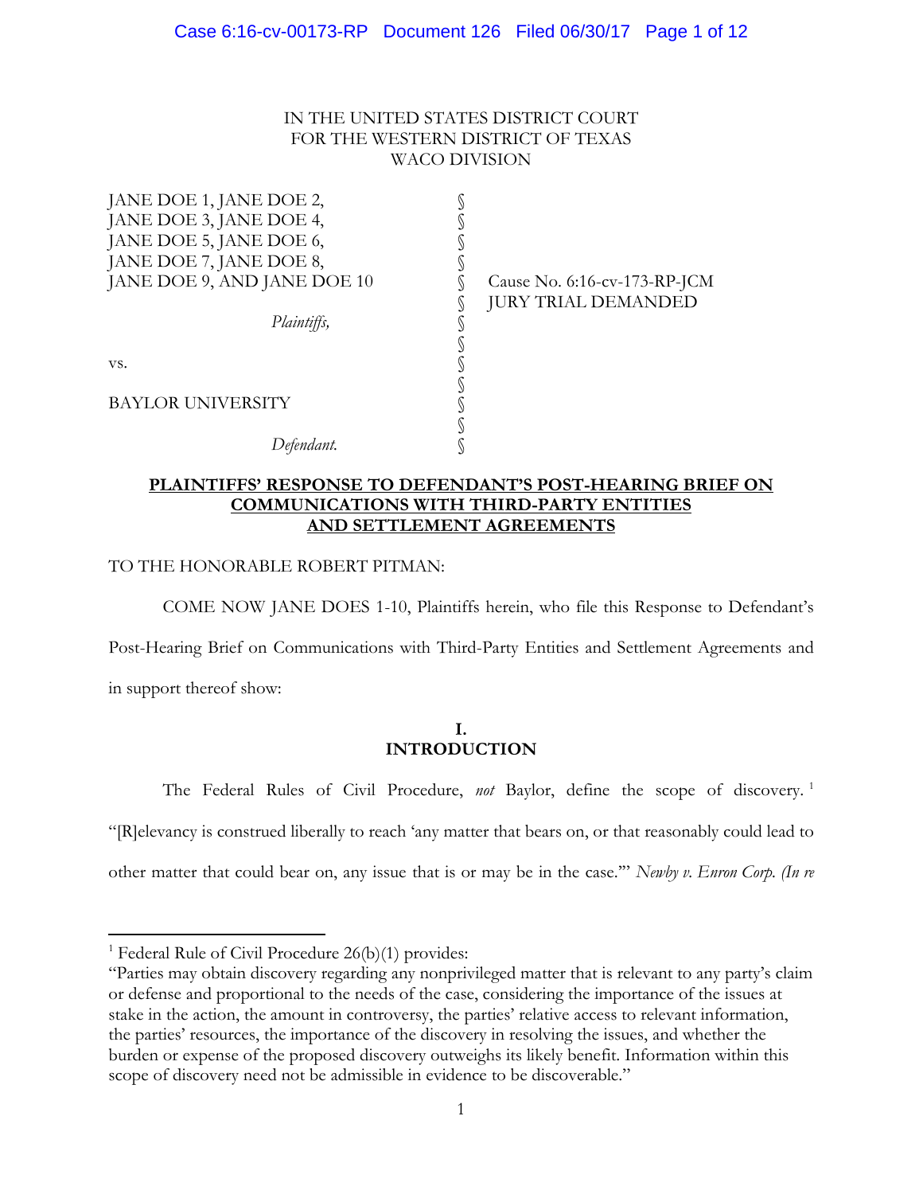IN THE UNITED STATES DISTRICT COURT
FOR THE WESTERN DISTRICT OF TEXAS
WACO DIVISION

| | | |
|---|---|---|
| JANE DOE 1, JANE DOE 2, JANE DOE 3, JANE DOE 4, JANE DOE 5, JANE DOE 6, JANE DOE 7, JANE DOE 8, JANE DOE 9, AND JANE DOE 10 | § | Cause No. 6:16-cv-173-RP-JCM |
| | § | JURY TRIAL DEMANDED |
| *Plaintiffs,* | § | |
| vs. | § | |
| BAYLOR UNIVERSITY | § | |
| *Defendant.* | § | |

**PLAINTIFFS' RESPONSE TO DEFENDANT'S POST-HEARING BRIEF ON COMMUNICATIONS WITH THIRD-PARTY ENTITIES AND SETTLEMENT AGREEMENTS**

TO THE HONORABLE ROBERT PITMAN:

COME NOW JANE DOES 1-10, Plaintiffs herein, who file this Response to Defendant's Post-Hearing Brief on Communications with Third-Party Entities and Settlement Agreements and in support thereof show:

## I. INTRODUCTION

The Federal Rules of Civil Procedure, *not* Baylor, define the scope of discovery.[1] "[R]elevancy is construed liberally to reach 'any matter that bears on, or that reasonably could lead to other matter that could bear on, any issue that is or may be in the case.'" *Newby v. Enron Corp. (In re*

---

[1] Federal Rule of Civil Procedure 26(b)(1) provides:
"Parties may obtain discovery regarding any nonprivileged matter that is relevant to any party's claim or defense and proportional to the needs of the case, considering the importance of the issues at stake in the action, the amount in controversy, the parties' relative access to relevant information, the parties' resources, the importance of the discovery in resolving the issues, and whether the burden or expense of the proposed discovery outweighs its likely benefit. Information within this scope of discovery need not be admissible in evidence to be discoverable."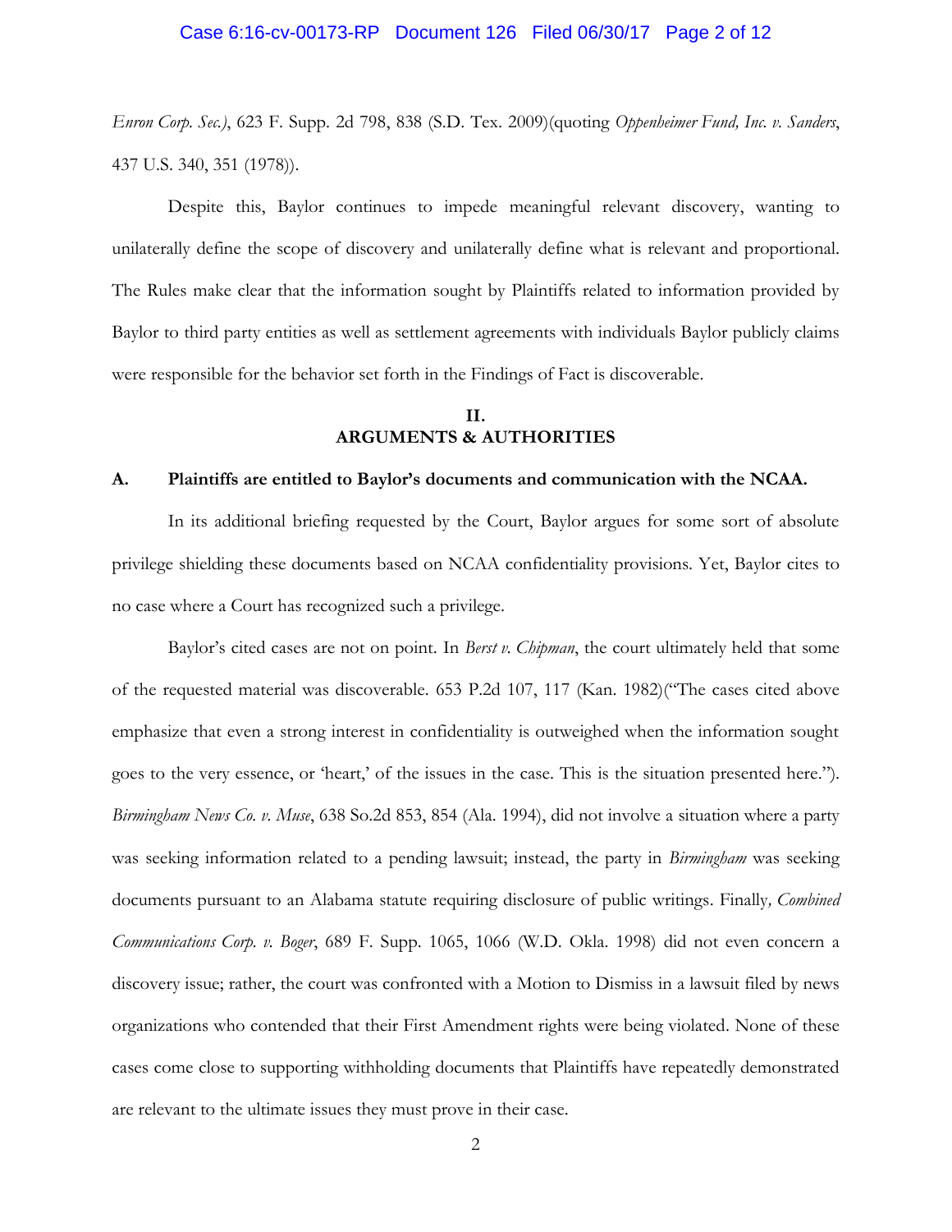*Enron Corp. Sec.)*, 623 F. Supp. 2d 798, 838 (S.D. Tex. 2009)(quoting *Oppenheimer Fund, Inc. v. Sanders*, 437 U.S. 340, 351 (1978)).

Despite this, Baylor continues to impede meaningful relevant discovery, wanting to unilaterally define the scope of discovery and unilaterally define what is relevant and proportional. The Rules make clear that the information sought by Plaintiffs related to information provided by Baylor to third party entities as well as settlement agreements with individuals Baylor publicly claims were responsible for the behavior set forth in the Findings of Fact is discoverable.

## II. ARGUMENTS & AUTHORITIES

### A. Plaintiffs are entitled to Baylor's documents and communication with the NCAA.

In its additional briefing requested by the Court, Baylor argues for some sort of absolute privilege shielding these documents based on NCAA confidentiality provisions. Yet, Baylor cites to no case where a Court has recognized such a privilege.

Baylor's cited cases are not on point. In *Berst v. Chipman*, the court ultimately held that some of the requested material was discoverable. 653 P.2d 107, 117 (Kan. 1982)("The cases cited above emphasize that even a strong interest in confidentiality is outweighed when the information sought goes to the very essence, or 'heart,' of the issues in the case. This is the situation presented here."). *Birmingham News Co. v. Muse*, 638 So.2d 853, 854 (Ala. 1994), did not involve a situation where a party was seeking information related to a pending lawsuit; instead, the party in *Birmingham* was seeking documents pursuant to an Alabama statute requiring disclosure of public writings. Finally*, Combined Communications Corp. v. Boger*, 689 F. Supp. 1065, 1066 (W.D. Okla. 1998) did not even concern a discovery issue; rather, the court was confronted with a Motion to Dismiss in a lawsuit filed by news organizations who contended that their First Amendment rights were being violated. None of these cases come close to supporting withholding documents that Plaintiffs have repeatedly demonstrated are relevant to the ultimate issues they must prove in their case.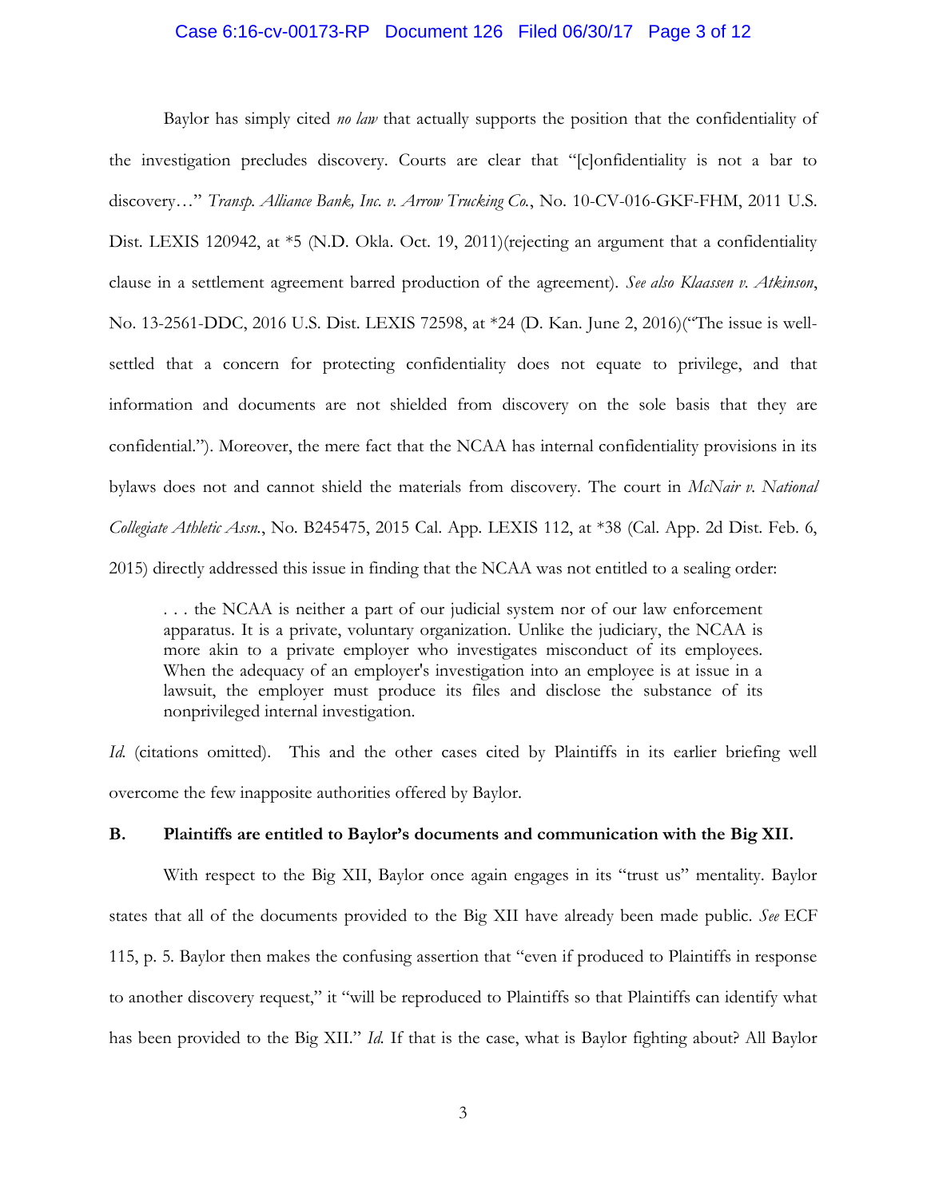Baylor has simply cited *no law* that actually supports the position that the confidentiality of the investigation precludes discovery. Courts are clear that "[c]onfidentiality is not a bar to discovery…" *Transp. Alliance Bank, Inc. v. Arrow Trucking Co.*, No. 10-CV-016-GKF-FHM, 2011 U.S. Dist. LEXIS 120942, at *5 (N.D. Okla. Oct. 19, 2011)(rejecting an argument that a confidentiality clause in a settlement agreement barred production of the agreement). *See also Klaassen v. Atkinson*, No. 13-2561-DDC, 2016 U.S. Dist. LEXIS 72598, at *24 (D. Kan. June 2, 2016)("The issue is well-settled that a concern for protecting confidentiality does not equate to privilege, and that information and documents are not shielded from discovery on the sole basis that they are confidential."). Moreover, the mere fact that the NCAA has internal confidentiality provisions in its bylaws does not and cannot shield the materials from discovery. The court in *McNair v. National Collegiate Athletic Assn.*, No. B245475, 2015 Cal. App. LEXIS 112, at *38 (Cal. App. 2d Dist. Feb. 6, 2015) directly addressed this issue in finding that the NCAA was not entitled to a sealing order:

> . . . the NCAA is neither a part of our judicial system nor of our law enforcement apparatus. It is a private, voluntary organization. Unlike the judiciary, the NCAA is more akin to a private employer who investigates misconduct of its employees. When the adequacy of an employer's investigation into an employee is at issue in a lawsuit, the employer must produce its files and disclose the substance of its nonprivileged internal investigation.

*Id.* (citations omitted). This and the other cases cited by Plaintiffs in its earlier briefing well overcome the few inapposite authorities offered by Baylor.

**B. Plaintiffs are entitled to Baylor's documents and communication with the Big XII.**

With respect to the Big XII, Baylor once again engages in its "trust us" mentality. Baylor states that all of the documents provided to the Big XII have already been made public. *See* ECF 115, p. 5. Baylor then makes the confusing assertion that "even if produced to Plaintiffs in response to another discovery request," it "will be reproduced to Plaintiffs so that Plaintiffs can identify what has been provided to the Big XII." *Id.* If that is the case, what is Baylor fighting about? All Baylor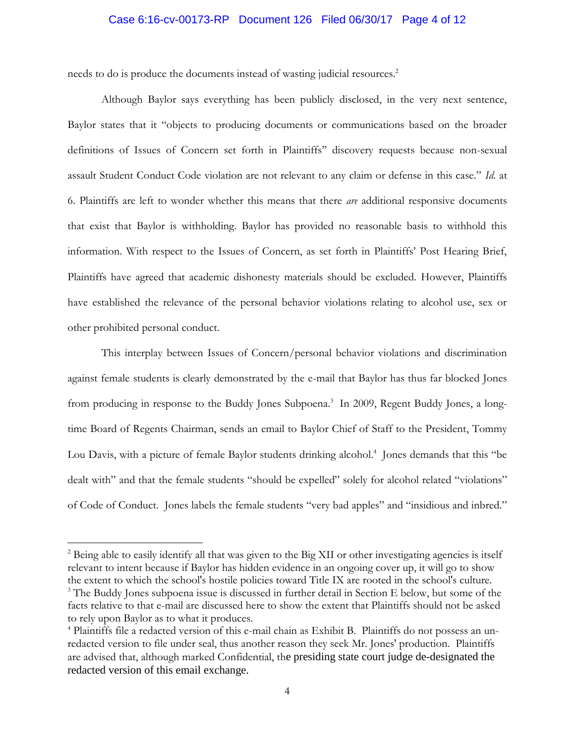needs to do is produce the documents instead of wasting judicial resources.[2]

Although Baylor says everything has been publicly disclosed, in the very next sentence, Baylor states that it "objects to producing documents or communications based on the broader definitions of Issues of Concern set forth in Plaintiffs" discovery requests because non-sexual assault Student Conduct Code violation are not relevant to any claim or defense in this case." *Id.* at 6. Plaintiffs are left to wonder whether this means that there *are* additional responsive documents that exist that Baylor is withholding. Baylor has provided no reasonable basis to withhold this information. With respect to the Issues of Concern, as set forth in Plaintiffs' Post Hearing Brief, Plaintiffs have agreed that academic dishonesty materials should be excluded. However, Plaintiffs have established the relevance of the personal behavior violations relating to alcohol use, sex or other prohibited personal conduct.

This interplay between Issues of Concern/personal behavior violations and discrimination against female students is clearly demonstrated by the e-mail that Baylor has thus far blocked Jones from producing in response to the Buddy Jones Subpoena.[3] In 2009, Regent Buddy Jones, a long-time Board of Regents Chairman, sends an email to Baylor Chief of Staff to the President, Tommy Lou Davis, with a picture of female Baylor students drinking alcohol.[4] Jones demands that this "be dealt with" and that the female students "should be expelled" solely for alcohol related "violations" of Code of Conduct. Jones labels the female students "very bad apples" and "insidious and inbred."

---

[2] Being able to easily identify all that was given to the Big XII or other investigating agencies is itself relevant to intent because if Baylor has hidden evidence in an ongoing cover up, it will go to show the extent to which the school's hostile policies toward Title IX are rooted in the school's culture.

[3] The Buddy Jones subpoena issue is discussed in further detail in Section E below, but some of the facts relative to that e-mail are discussed here to show the extent that Plaintiffs should not be asked to rely upon Baylor as to what it produces.

[4] Plaintiffs file a redacted version of this e-mail chain as Exhibit B. Plaintiffs do not possess an un-redacted version to file under seal, thus another reason they seek Mr. Jones' production. Plaintiffs are advised that, although marked Confidential, the presiding state court judge de-designated the redacted version of this email exchange.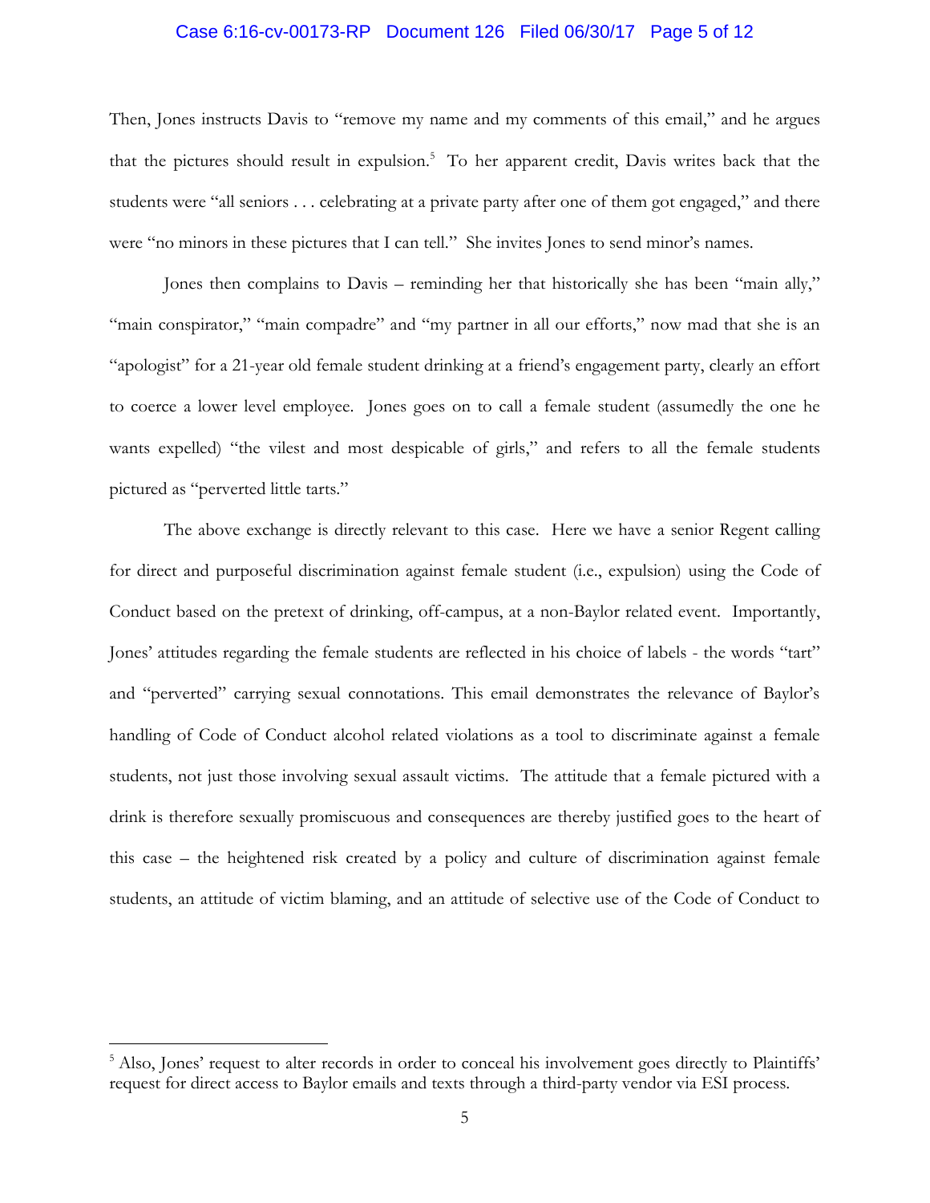Then, Jones instructs Davis to "remove my name and my comments of this email," and he argues that the pictures should result in expulsion.[5] To her apparent credit, Davis writes back that the students were "all seniors . . . celebrating at a private party after one of them got engaged," and there were "no minors in these pictures that I can tell." She invites Jones to send minor's names.

Jones then complains to Davis – reminding her that historically she has been "main ally," "main conspirator," "main compadre" and "my partner in all our efforts," now mad that she is an "apologist" for a 21-year old female student drinking at a friend's engagement party, clearly an effort to coerce a lower level employee. Jones goes on to call a female student (assumedly the one he wants expelled) "the vilest and most despicable of girls," and refers to all the female students pictured as "perverted little tarts."

The above exchange is directly relevant to this case. Here we have a senior Regent calling for direct and purposeful discrimination against female student (i.e., expulsion) using the Code of Conduct based on the pretext of drinking, off-campus, at a non-Baylor related event. Importantly, Jones' attitudes regarding the female students are reflected in his choice of labels - the words "tart" and "perverted" carrying sexual connotations. This email demonstrates the relevance of Baylor's handling of Code of Conduct alcohol related violations as a tool to discriminate against a female students, not just those involving sexual assault victims. The attitude that a female pictured with a drink is therefore sexually promiscuous and consequences are thereby justified goes to the heart of this case – the heightened risk created by a policy and culture of discrimination against female students, an attitude of victim blaming, and an attitude of selective use of the Code of Conduct to

---

[5] Also, Jones' request to alter records in order to conceal his involvement goes directly to Plaintiffs' request for direct access to Baylor emails and texts through a third-party vendor via ESI process.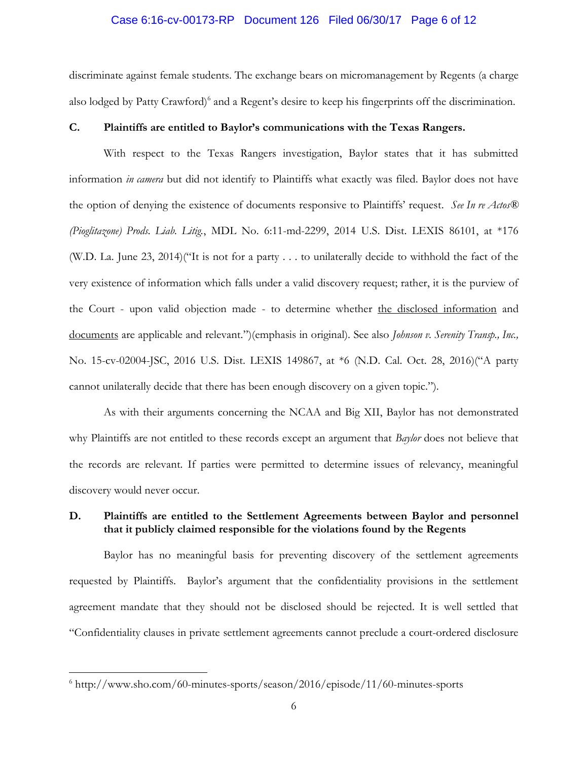discriminate against female students. The exchange bears on micromanagement by Regents (a charge also lodged by Patty Crawford)[6] and a Regent's desire to keep his fingerprints off the discrimination.

### C. Plaintiffs are entitled to Baylor's communications with the Texas Rangers.

With respect to the Texas Rangers investigation, Baylor states that it has submitted information *in camera* but did not identify to Plaintiffs what exactly was filed. Baylor does not have the option of denying the existence of documents responsive to Plaintiffs' request. *See In re Actos® (Pioglitazone) Prods. Liab. Litig.*, MDL No. 6:11-md-2299, 2014 U.S. Dist. LEXIS 86101, at *176 (W.D. La. June 23, 2014)("It is not for a party . . . to unilaterally decide to withhold the fact of the very existence of information which falls under a valid discovery request; rather, it is the purview of the Court - upon valid objection made - to determine whether <u>the disclosed information</u> and <u>documents</u> are applicable and relevant.")(emphasis in original). See also *Johnson v. Serenity Transp., Inc.,* No. 15-cv-02004-JSC, 2016 U.S. Dist. LEXIS 149867, at *6 (N.D. Cal. Oct. 28, 2016)("A party cannot unilaterally decide that there has been enough discovery on a given topic.").

As with their arguments concerning the NCAA and Big XII, Baylor has not demonstrated why Plaintiffs are not entitled to these records except an argument that *Baylor* does not believe that the records are relevant. If parties were permitted to determine issues of relevancy, meaningful discovery would never occur.

### D. Plaintiffs are entitled to the Settlement Agreements between Baylor and personnel that it publicly claimed responsible for the violations found by the Regents

Baylor has no meaningful basis for preventing discovery of the settlement agreements requested by Plaintiffs. Baylor's argument that the confidentiality provisions in the settlement agreement mandate that they should not be disclosed should be rejected. It is well settled that "Confidentiality clauses in private settlement agreements cannot preclude a court-ordered disclosure

---

[6] http://www.sho.com/60-minutes-sports/season/2016/episode/11/60-minutes-sports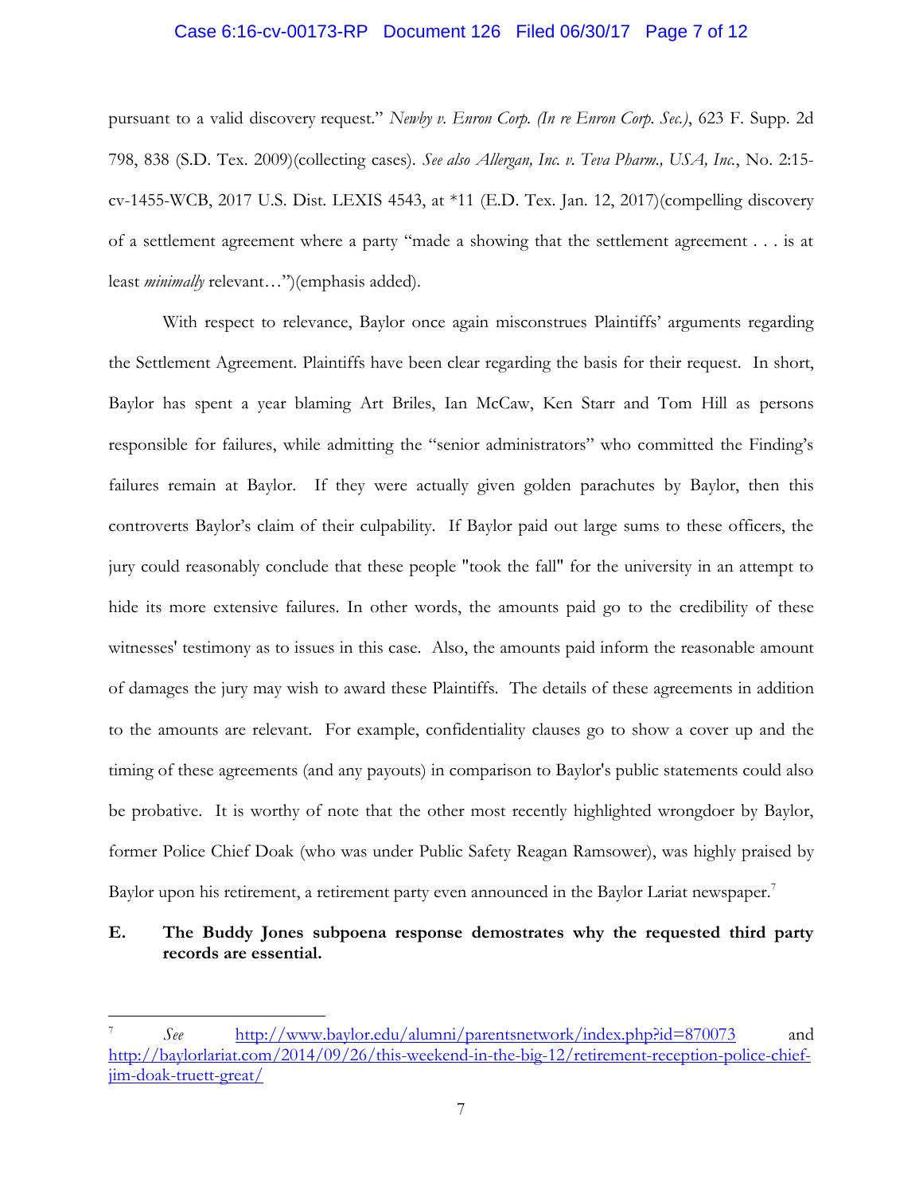pursuant to a valid discovery request." *Newby v. Enron Corp. (In re Enron Corp. Sec.)*, 623 F. Supp. 2d 798, 838 (S.D. Tex. 2009)(collecting cases). *See also Allergan, Inc. v. Teva Pharm., USA, Inc.*, No. 2:15-cv-1455-WCB, 2017 U.S. Dist. LEXIS 4543, at *11 (E.D. Tex. Jan. 12, 2017)(compelling discovery of a settlement agreement where a party "made a showing that the settlement agreement . . . is at least *minimally* relevant…")(emphasis added).

With respect to relevance, Baylor once again misconstrues Plaintiffs' arguments regarding the Settlement Agreement. Plaintiffs have been clear regarding the basis for their request. In short, Baylor has spent a year blaming Art Briles, Ian McCaw, Ken Starr and Tom Hill as persons responsible for failures, while admitting the "senior administrators" who committed the Finding's failures remain at Baylor. If they were actually given golden parachutes by Baylor, then this controverts Baylor's claim of their culpability. If Baylor paid out large sums to these officers, the jury could reasonably conclude that these people "took the fall" for the university in an attempt to hide its more extensive failures. In other words, the amounts paid go to the credibility of these witnesses' testimony as to issues in this case. Also, the amounts paid inform the reasonable amount of damages the jury may wish to award these Plaintiffs. The details of these agreements in addition to the amounts are relevant. For example, confidentiality clauses go to show a cover up and the timing of these agreements (and any payouts) in comparison to Baylor's public statements could also be probative. It is worthy of note that the other most recently highlighted wrongdoer by Baylor, former Police Chief Doak (who was under Public Safety Reagan Ramsower), was highly praised by Baylor upon his retirement, a retirement party even announced in the Baylor Lariat newspaper.[7]

**E. The Buddy Jones subpoena response demostrates why the requested third party records are essential.**

---

[7] *See* http://www.baylor.edu/alumni/parentsnetwork/index.php?id=870073 and http://baylorlariat.com/2014/09/26/this-weekend-in-the-big-12/retirement-reception-police-chief-jim-doak-truett-great/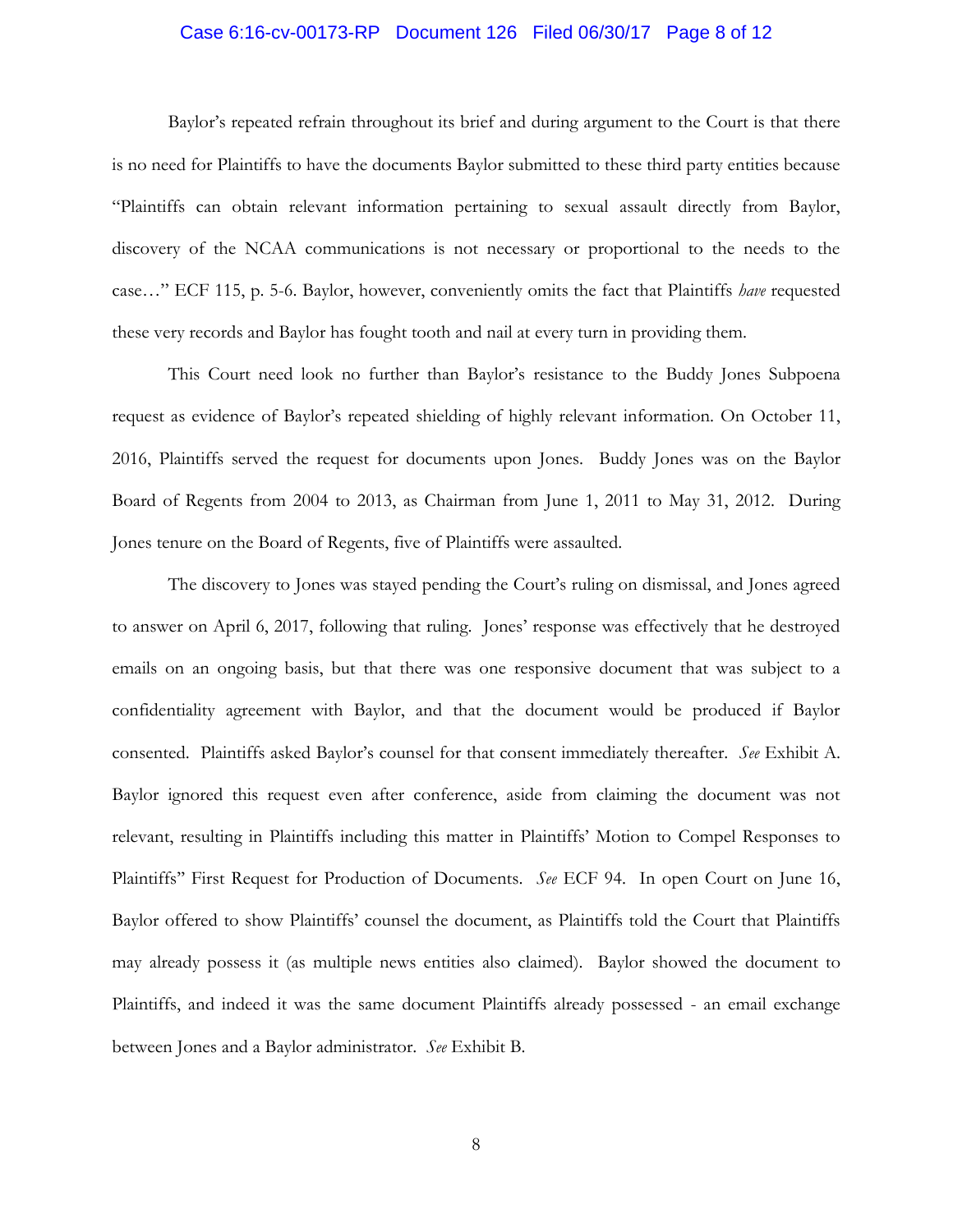Baylor's repeated refrain throughout its brief and during argument to the Court is that there is no need for Plaintiffs to have the documents Baylor submitted to these third party entities because "Plaintiffs can obtain relevant information pertaining to sexual assault directly from Baylor, discovery of the NCAA communications is not necessary or proportional to the needs to the case…" ECF 115, p. 5-6. Baylor, however, conveniently omits the fact that Plaintiffs *have* requested these very records and Baylor has fought tooth and nail at every turn in providing them.

This Court need look no further than Baylor's resistance to the Buddy Jones Subpoena request as evidence of Baylor's repeated shielding of highly relevant information. On October 11, 2016, Plaintiffs served the request for documents upon Jones. Buddy Jones was on the Baylor Board of Regents from 2004 to 2013, as Chairman from June 1, 2011 to May 31, 2012. During Jones tenure on the Board of Regents, five of Plaintiffs were assaulted.

The discovery to Jones was stayed pending the Court's ruling on dismissal, and Jones agreed to answer on April 6, 2017, following that ruling. Jones' response was effectively that he destroyed emails on an ongoing basis, but that there was one responsive document that was subject to a confidentiality agreement with Baylor, and that the document would be produced if Baylor consented. Plaintiffs asked Baylor's counsel for that consent immediately thereafter. *See* Exhibit A. Baylor ignored this request even after conference, aside from claiming the document was not relevant, resulting in Plaintiffs including this matter in Plaintiffs' Motion to Compel Responses to Plaintiffs" First Request for Production of Documents. *See* ECF 94. In open Court on June 16, Baylor offered to show Plaintiffs' counsel the document, as Plaintiffs told the Court that Plaintiffs may already possess it (as multiple news entities also claimed). Baylor showed the document to Plaintiffs, and indeed it was the same document Plaintiffs already possessed - an email exchange between Jones and a Baylor administrator. *See* Exhibit B.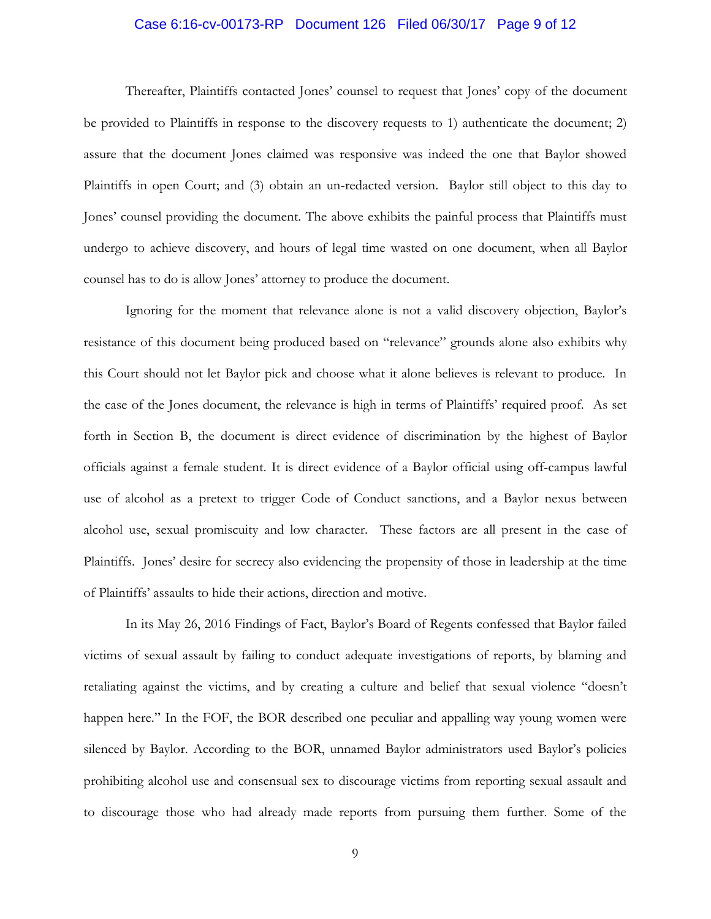Thereafter, Plaintiffs contacted Jones' counsel to request that Jones' copy of the document be provided to Plaintiffs in response to the discovery requests to 1) authenticate the document; 2) assure that the document Jones claimed was responsive was indeed the one that Baylor showed Plaintiffs in open Court; and (3) obtain an un-redacted version. Baylor still object to this day to Jones' counsel providing the document. The above exhibits the painful process that Plaintiffs must undergo to achieve discovery, and hours of legal time wasted on one document, when all Baylor counsel has to do is allow Jones' attorney to produce the document.

Ignoring for the moment that relevance alone is not a valid discovery objection, Baylor's resistance of this document being produced based on "relevance" grounds alone also exhibits why this Court should not let Baylor pick and choose what it alone believes is relevant to produce. In the case of the Jones document, the relevance is high in terms of Plaintiffs' required proof. As set forth in Section B, the document is direct evidence of discrimination by the highest of Baylor officials against a female student. It is direct evidence of a Baylor official using off-campus lawful use of alcohol as a pretext to trigger Code of Conduct sanctions, and a Baylor nexus between alcohol use, sexual promiscuity and low character. These factors are all present in the case of Plaintiffs. Jones' desire for secrecy also evidencing the propensity of those in leadership at the time of Plaintiffs' assaults to hide their actions, direction and motive.

In its May 26, 2016 Findings of Fact, Baylor's Board of Regents confessed that Baylor failed victims of sexual assault by failing to conduct adequate investigations of reports, by blaming and retaliating against the victims, and by creating a culture and belief that sexual violence "doesn't happen here." In the FOF, the BOR described one peculiar and appalling way young women were silenced by Baylor. According to the BOR, unnamed Baylor administrators used Baylor's policies prohibiting alcohol use and consensual sex to discourage victims from reporting sexual assault and to discourage those who had already made reports from pursuing them further. Some of the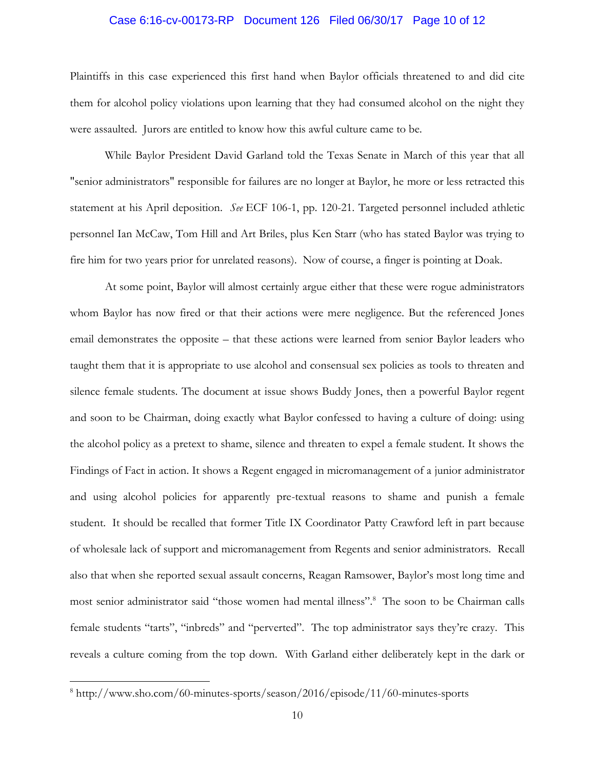Plaintiffs in this case experienced this first hand when Baylor officials threatened to and did cite them for alcohol policy violations upon learning that they had consumed alcohol on the night they were assaulted. Jurors are entitled to know how this awful culture came to be.

While Baylor President David Garland told the Texas Senate in March of this year that all "senior administrators" responsible for failures are no longer at Baylor, he more or less retracted this statement at his April deposition. *See* ECF 106-1, pp. 120-21. Targeted personnel included athletic personnel Ian McCaw, Tom Hill and Art Briles, plus Ken Starr (who has stated Baylor was trying to fire him for two years prior for unrelated reasons). Now of course, a finger is pointing at Doak.

At some point, Baylor will almost certainly argue either that these were rogue administrators whom Baylor has now fired or that their actions were mere negligence. But the referenced Jones email demonstrates the opposite – that these actions were learned from senior Baylor leaders who taught them that it is appropriate to use alcohol and consensual sex policies as tools to threaten and silence female students. The document at issue shows Buddy Jones, then a powerful Baylor regent and soon to be Chairman, doing exactly what Baylor confessed to having a culture of doing: using the alcohol policy as a pretext to shame, silence and threaten to expel a female student. It shows the Findings of Fact in action. It shows a Regent engaged in micromanagement of a junior administrator and using alcohol policies for apparently pre-textual reasons to shame and punish a female student. It should be recalled that former Title IX Coordinator Patty Crawford left in part because of wholesale lack of support and micromanagement from Regents and senior administrators. Recall also that when she reported sexual assault concerns, Reagan Ramsower, Baylor's most long time and most senior administrator said "those women had mental illness".[8] The soon to be Chairman calls female students "tarts", "inbreds" and "perverted". The top administrator says they're crazy. This reveals a culture coming from the top down. With Garland either deliberately kept in the dark or

[8] http://www.sho.com/60-minutes-sports/season/2016/episode/11/60-minutes-sports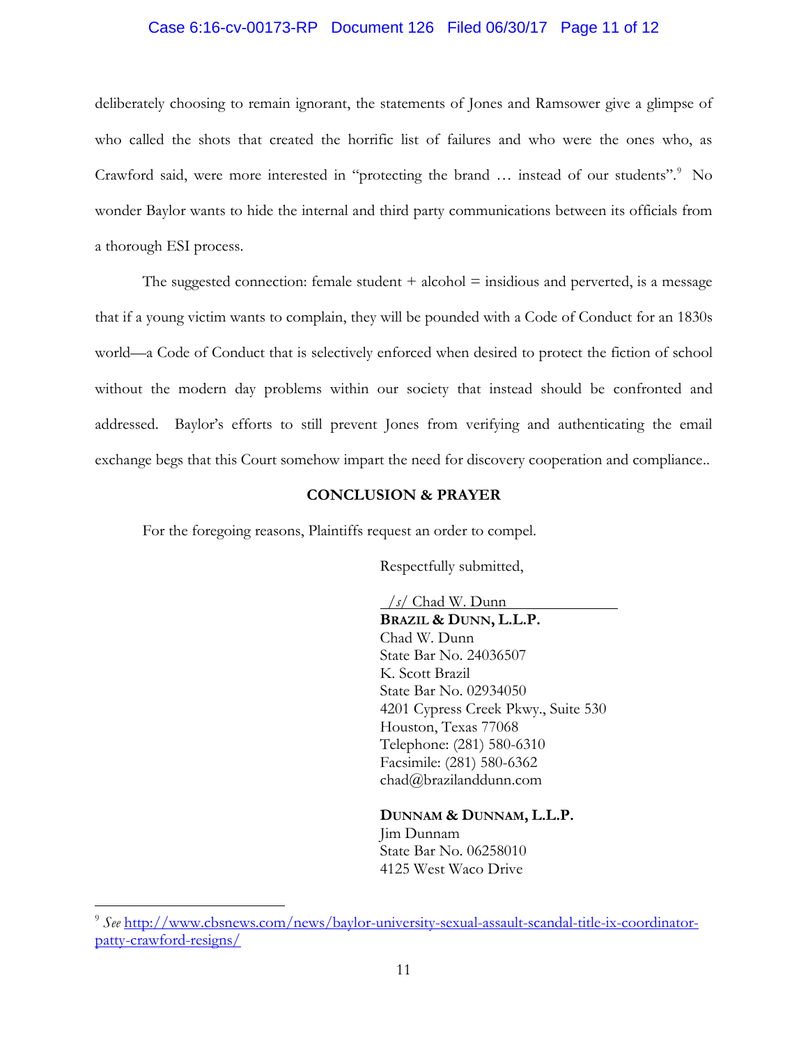deliberately choosing to remain ignorant, the statements of Jones and Ramsower give a glimpse of who called the shots that created the horrific list of failures and who were the ones who, as Crawford said, were more interested in "protecting the brand … instead of our students".[9] No wonder Baylor wants to hide the internal and third party communications between its officials from a thorough ESI process.

The suggested connection: female student + alcohol = insidious and perverted, is a message that if a young victim wants to complain, they will be pounded with a Code of Conduct for an 1830s world—a Code of Conduct that is selectively enforced when desired to protect the fiction of school without the modern day problems within our society that instead should be confronted and addressed. Baylor's efforts to still prevent Jones from verifying and authenticating the email exchange begs that this Court somehow impart the need for discovery cooperation and compliance..

**CONCLUSION & PRAYER**

For the foregoing reasons, Plaintiffs request an order to compel.

Respectfully submitted,

*/s/* Chad W. Dunn
**BRAZIL & DUNN, L.L.P.**
Chad W. Dunn
State Bar No. 24036507
K. Scott Brazil
State Bar No. 02934050
4201 Cypress Creek Pkwy., Suite 530
Houston, Texas 77068
Telephone: (281) 580-6310
Facsimile: (281) 580-6362
chad@brazilanddunn.com

**DUNNAM & DUNNAM, L.L.P.**
Jim Dunnam
State Bar No. 06258010
4125 West Waco Drive

---

[9] *See* http://www.cbsnews.com/news/baylor-university-sexual-assault-scandal-title-ix-coordinator-patty-crawford-resigns/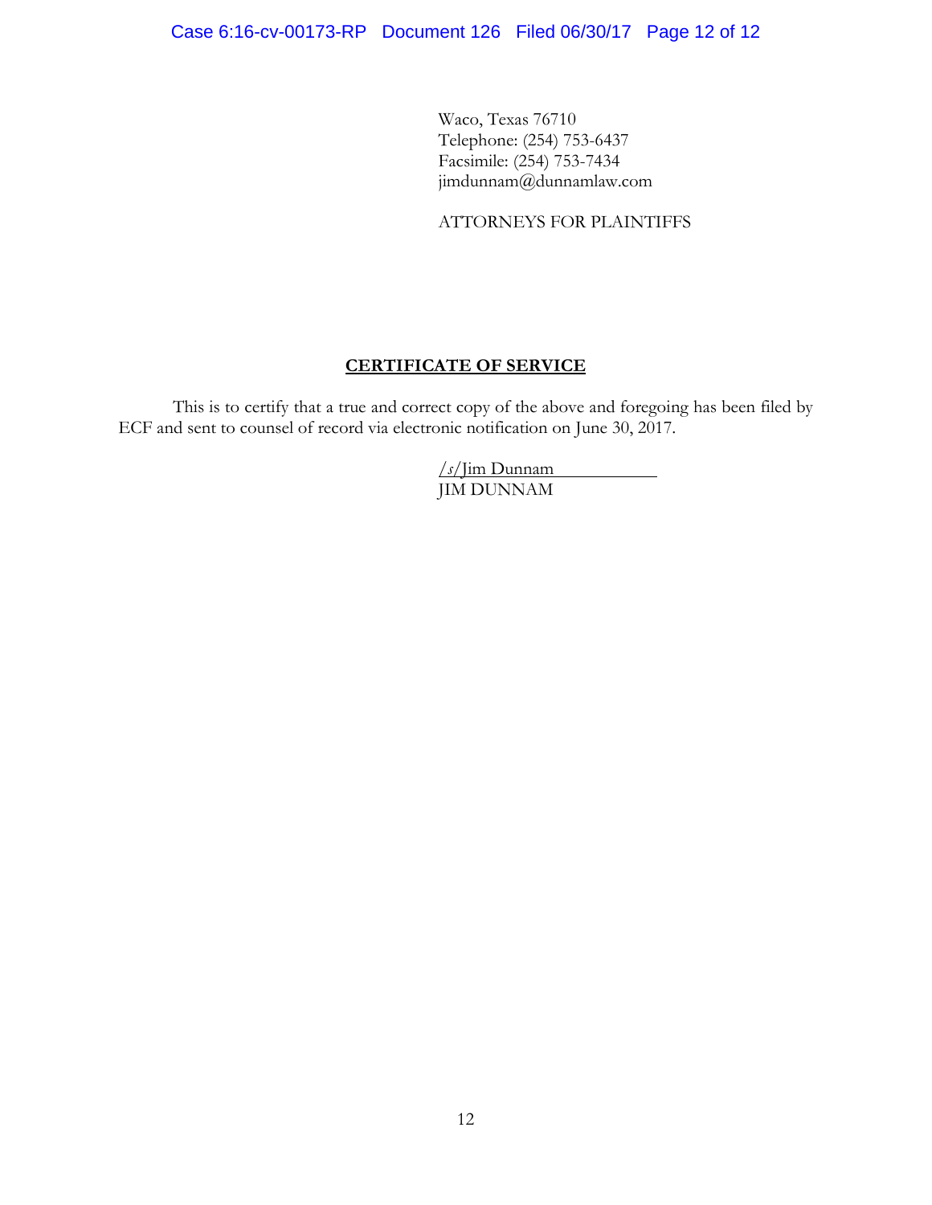Waco, Texas 76710
Telephone: (254) 753-6437
Facsimile: (254) 753-7434
jimdunnam@dunnamlaw.com

ATTORNEYS FOR PLAINTIFFS

## CERTIFICATE OF SERVICE

This is to certify that a true and correct copy of the above and foregoing has been filed by ECF and sent to counsel of record via electronic notification on June 30, 2017.

*/s/*Jim Dunnam
JIM DUNNAM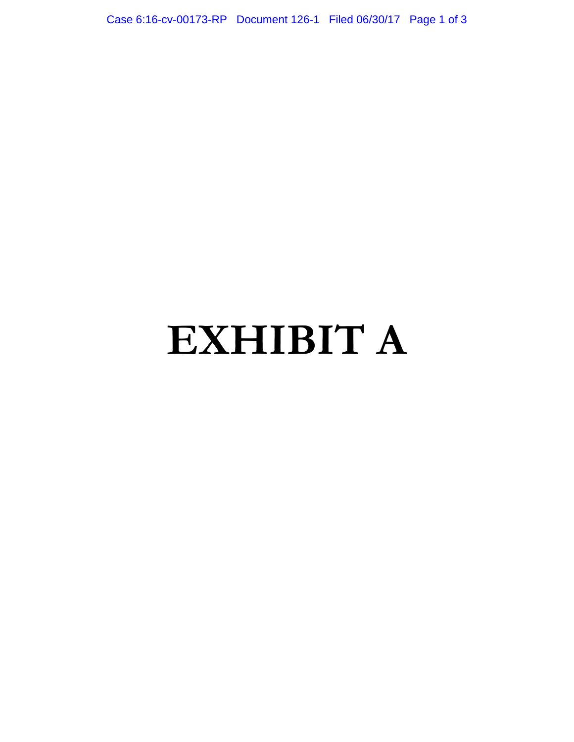# EXHIBIT A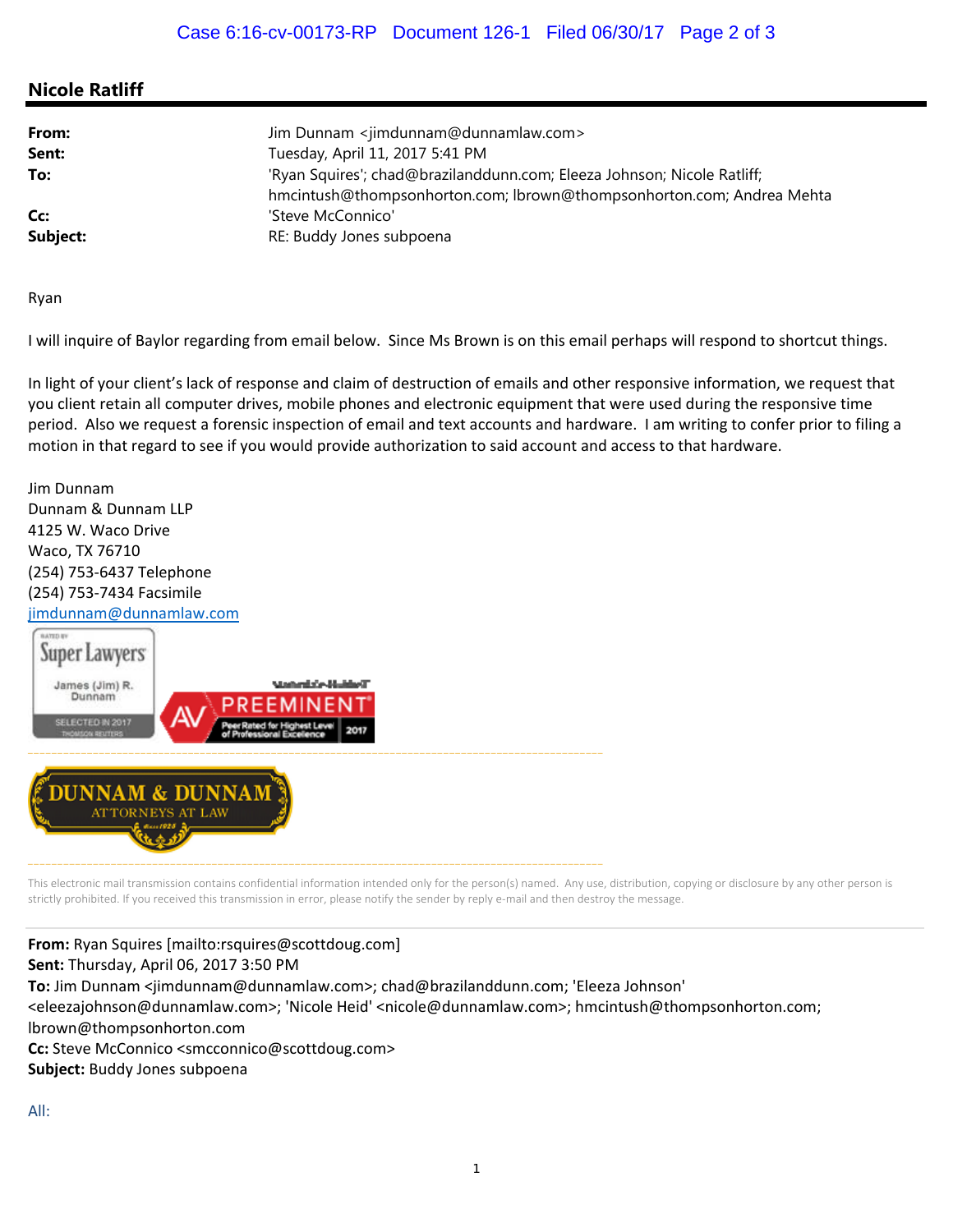## Nicole Ratliff

| | |
|---|---|
| **From:** | Jim Dunnam <jimdunnam@dunnamlaw.com> |
| **Sent:** | Tuesday, April 11, 2017 5:41 PM |
| **To:** | 'Ryan Squires'; chad@brazilanddunn.com; Eleeza Johnson; Nicole Ratliff; hmcintush@thompsonhorton.com; lbrown@thompsonhorton.com; Andrea Mehta |
| **Cc:** | 'Steve McConnico' |
| **Subject:** | RE: Buddy Jones subpoena |

Ryan

I will inquire of Baylor regarding from email below. Since Ms Brown is on this email perhaps will respond to shortcut things.

In light of your client's lack of response and claim of destruction of emails and other responsive information, we request that you client retain all computer drives, mobile phones and electronic equipment that were used during the responsive time period. Also we request a forensic inspection of email and text accounts and hardware. I am writing to confer prior to filing a motion in that regard to see if you would provide authorization to said account and access to that hardware.

Jim Dunnam
Dunnam & Dunnam LLP
4125 W. Waco Drive
Waco, TX 76710
(254) 753-6437 Telephone
(254) 753-7434 Facsimile
jimdunnam@dunnamlaw.com

This electronic mail transmission contains confidential information intended only for the person(s) named. Any use, distribution, copying or disclosure by any other person is strictly prohibited. If you received this transmission in error, please notify the sender by reply e-mail and then destroy the message.

---

**From:** Ryan Squires [mailto:rsquires@scottdoug.com]
**Sent:** Thursday, April 06, 2017 3:50 PM
**To:** Jim Dunnam <jimdunnam@dunnamlaw.com>; chad@brazilanddunn.com; 'Eleeza Johnson' <eleezajohnson@dunnamlaw.com>; 'Nicole Heid' <nicole@dunnamlaw.com>; hmcintush@thompsonhorton.com; lbrown@thompsonhorton.com
**Cc:** Steve McConnico <smcconnico@scottdoug.com>
**Subject:** Buddy Jones subpoena

All: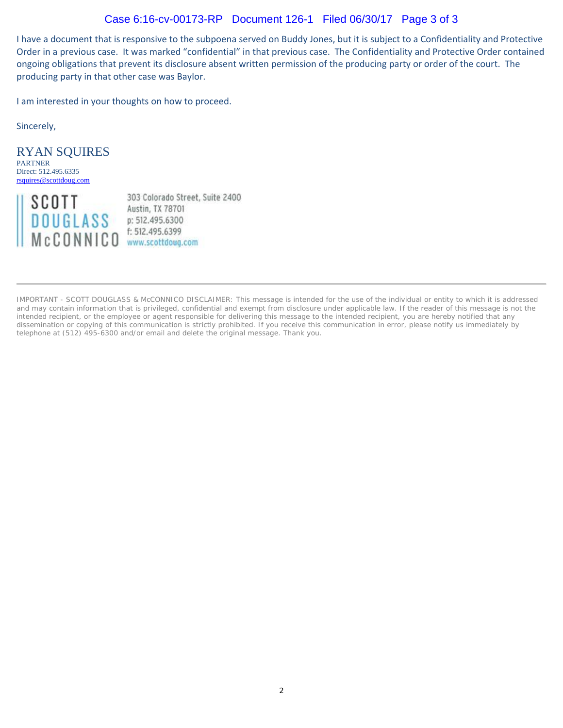I have a document that is responsive to the subpoena served on Buddy Jones, but it is subject to a Confidentiality and Protective Order in a previous case. It was marked "confidential" in that previous case. The Confidentiality and Protective Order contained ongoing obligations that prevent its disclosure absent written permission of the producing party or order of the court. The producing party in that other case was Baylor.

I am interested in your thoughts on how to proceed.

Sincerely,

RYAN SQUIRES
PARTNER
Direct: 512.495.6335
rsquires@scottdoug.com

SCOTT DOUGLASS McCONNICO

303 Colorado Street, Suite 2400
Austin, TX 78701
p: 512.495.6300
f: 512.495.6399
www.scottdoug.com

---

IMPORTANT - SCOTT DOUGLASS & McCONNICO DISCLAIMER: This message is intended for the use of the individual or entity to which it is addressed and may contain information that is privileged, confidential and exempt from disclosure under applicable law. If the reader of this message is not the intended recipient, or the employee or agent responsible for delivering this message to the intended recipient, you are hereby notified that any dissemination or copying of this communication is strictly prohibited. If you receive this communication in error, please notify us immediately by telephone at (512) 495-6300 and/or email and delete the original message. Thank you.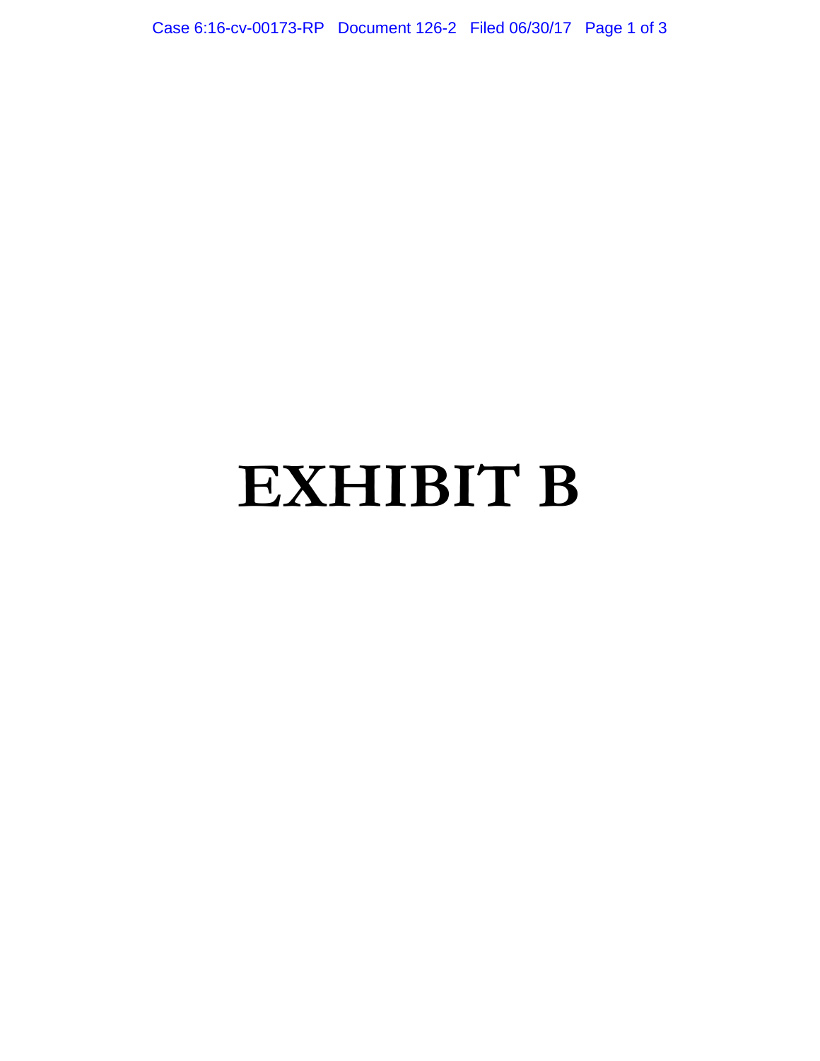# EXHIBIT B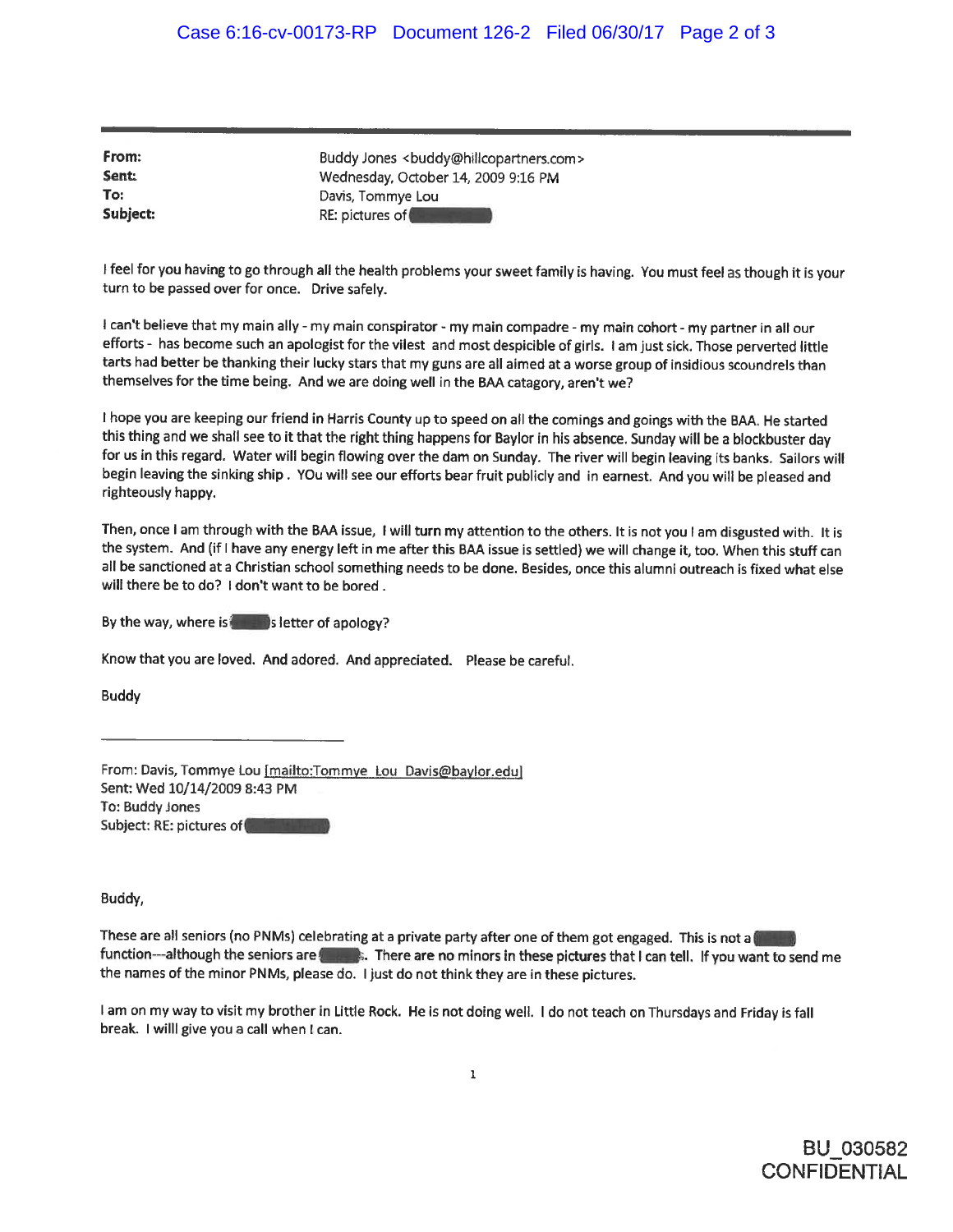**From:** Buddy Jones <buddy@hillcopartners.com>
**Sent:** Wednesday, October 14, 2009 9:16 PM
**To:** Davis, Tommye Lou
**Subject:** RE: pictures of [REDACTED]

I feel for you having to go through all the health problems your sweet family is having. You must feel as though it is your turn to be passed over for once. Drive safely.

I can't believe that my main ally - my main conspirator - my main compadre - my main cohort - my partner in all our efforts - has become such an apologist for the vilest and most despicible of girls. I am just sick. Those perverted little tarts had better be thanking their lucky stars that my guns are all aimed at a worse group of insidious scoundrels than themselves for the time being. And we are doing well in the BAA catagory, aren't we?

I hope you are keeping our friend in Harris County up to speed on all the comings and goings with the BAA. He started this thing and we shall see to it that the right thing happens for Baylor in his absence. Sunday will be a blockbuster day for us in this regard. Water will begin flowing over the dam on Sunday. The river will begin leaving its banks. Sailors will begin leaving the sinking ship . YOu will see our efforts bear fruit publicly and in earnest. And you will be pleased and righteously happy.

Then, once I am through with the BAA issue, I will turn my attention to the others. It is not you I am disgusted with. It is the system. And (if I have any energy left in me after this BAA issue is settled) we will change it, too. When this stuff can all be sanctioned at a Christian school something needs to be done. Besides, once this alumni outreach is fixed what else will there be to do? I don't want to be bored .

By the way, where is [REDACTED]'s letter of apology?

Know that you are loved. And adored. And appreciated. Please be careful.

Buddy

---

From: Davis, Tommye Lou [mailto:Tommye_Lou_Davis@baylor.edu]
Sent: Wed 10/14/2009 8:43 PM
To: Buddy Jones
Subject: RE: pictures of [REDACTED]

Buddy,

These are all seniors (no PNMs) celebrating at a private party after one of them got engaged. This is not a [REDACTED] function---although the seniors are [REDACTED]. There are no minors in these pictures that I can tell. If you want to send me the names of the minor PNMs, please do. I just do not think they are in these pictures.

I am on my way to visit my brother in Little Rock. He is not doing well. I do not teach on Thursdays and Friday is fall break. I willl give you a call when I can.

BU_030582
CONFIDENTIAL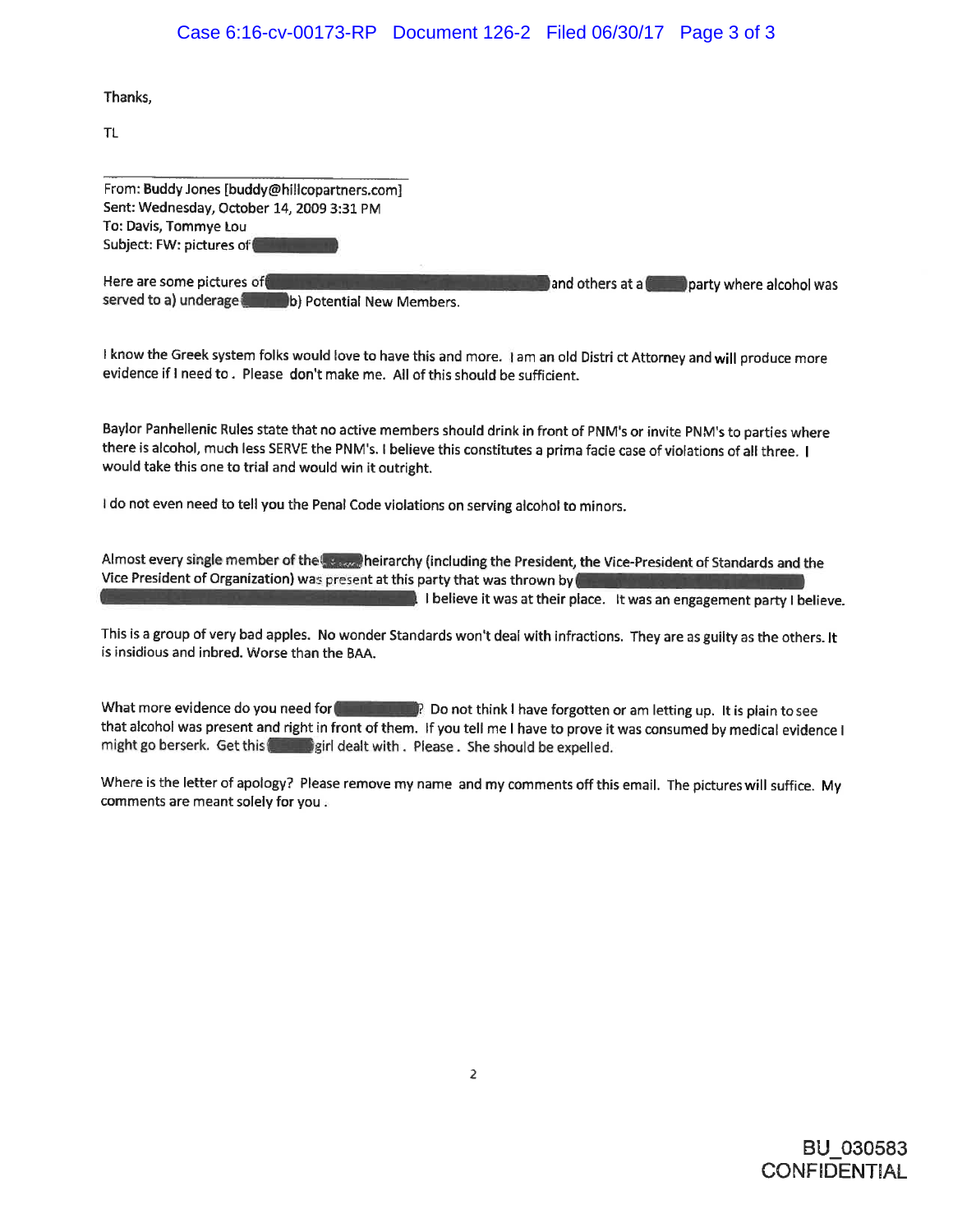Thanks,

TL

---

From: Buddy Jones [buddy@hillcopartners.com]
Sent: Wednesday, October 14, 2009 3:31 PM
To: Davis, Tommye Lou
Subject: FW: pictures of [REDACTED]

Here are some pictures of [REDACTED] and others at a [REDACTED] party where alcohol was served to a) underage [REDACTED] b) Potential New Members.

I know the Greek system folks would love to have this and more. I am an old Distri ct Attorney and will produce more evidence if I need to . Please don't make me. All of this should be sufficient.

Baylor Panhellenic Rules state that no active members should drink in front of PNM's or invite PNM's to parties where there is alcohol, much less SERVE the PNM's. I believe this constitutes a prima facie case of violations of all three. I would take this one to trial and would win it outright.

I do not even need to tell you the Penal Code violations on serving alcohol to minors.

Almost every single member of the [REDACTED] heirarchy (including the President, the Vice-President of Standards and the Vice President of Organization) was present at this party that was thrown by [REDACTED] [REDACTED]. I believe it was at their place. It was an engagement party I believe.

This is a group of very bad apples. No wonder Standards won't deal with infractions. They are as guilty as the others. It is insidious and inbred. Worse than the BAA.

What more evidence do you need for [REDACTED]? Do not think I have forgotten or am letting up. It is plain to see that alcohol was present and right in front of them. If you tell me I have to prove it was consumed by medical evidence I might go berserk. Get this [REDACTED] girl dealt with . Please . She should be expelled.

Where is the letter of apology? Please remove my name and my comments off this email. The pictures will suffice. My comments are meant solely for you .

BU_030583
CONFIDENTIAL